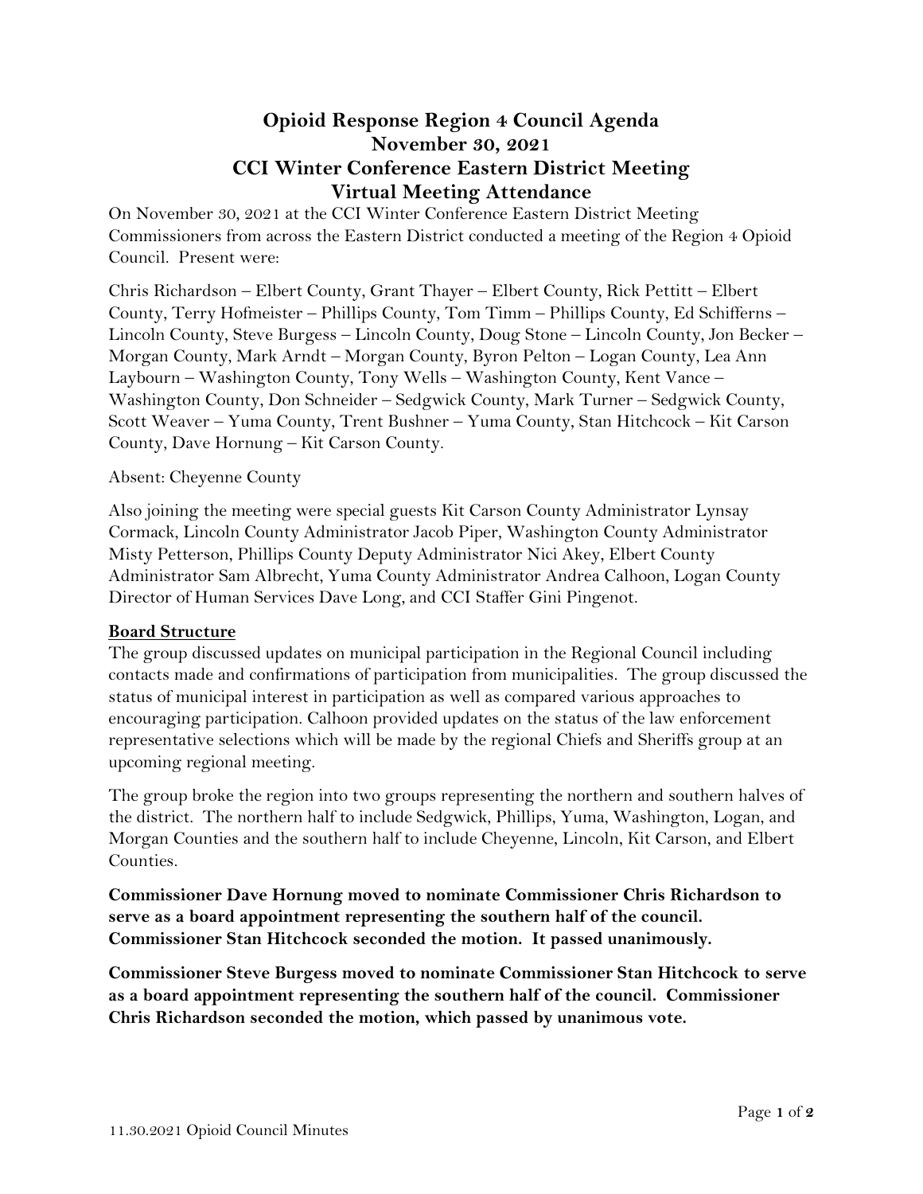# Opioid Response Region 4 Council Agenda
## November 30, 2021
## CCI Winter Conference Eastern District Meeting
## Virtual Meeting Attendance

On November 30, 2021 at the CCI Winter Conference Eastern District Meeting Commissioners from across the Eastern District conducted a meeting of the Region 4 Opioid Council. Present were:

Chris Richardson – Elbert County, Grant Thayer – Elbert County, Rick Pettitt – Elbert County, Terry Hofmeister – Phillips County, Tom Timm – Phillips County, Ed Schifferns – Lincoln County, Steve Burgess – Lincoln County, Doug Stone – Lincoln County, Jon Becker – Morgan County, Mark Arndt – Morgan County, Byron Pelton – Logan County, Lea Ann Laybourn – Washington County, Tony Wells – Washington County, Kent Vance – Washington County, Don Schneider – Sedgwick County, Mark Turner – Sedgwick County, Scott Weaver – Yuma County, Trent Bushner – Yuma County, Stan Hitchcock – Kit Carson County, Dave Hornung – Kit Carson County.

Absent: Cheyenne County

Also joining the meeting were special guests Kit Carson County Administrator Lynsay Cormack, Lincoln County Administrator Jacob Piper, Washington County Administrator Misty Petterson, Phillips County Deputy Administrator Nici Akey, Elbert County Administrator Sam Albrecht, Yuma County Administrator Andrea Calhoon, Logan County Director of Human Services Dave Long, and CCI Staffer Gini Pingenot.

**Board Structure**

The group discussed updates on municipal participation in the Regional Council including contacts made and confirmations of participation from municipalities. The group discussed the status of municipal interest in participation as well as compared various approaches to encouraging participation. Calhoon provided updates on the status of the law enforcement representative selections which will be made by the regional Chiefs and Sheriffs group at an upcoming regional meeting.

The group broke the region into two groups representing the northern and southern halves of the district. The northern half to include Sedgwick, Phillips, Yuma, Washington, Logan, and Morgan Counties and the southern half to include Cheyenne, Lincoln, Kit Carson, and Elbert Counties.

**Commissioner Dave Hornung moved to nominate Commissioner Chris Richardson to serve as a board appointment representing the southern half of the council. Commissioner Stan Hitchcock seconded the motion. It passed unanimously.**

**Commissioner Steve Burgess moved to nominate Commissioner Stan Hitchcock to serve as a board appointment representing the southern half of the council. Commissioner Chris Richardson seconded the motion, which passed by unanimous vote.**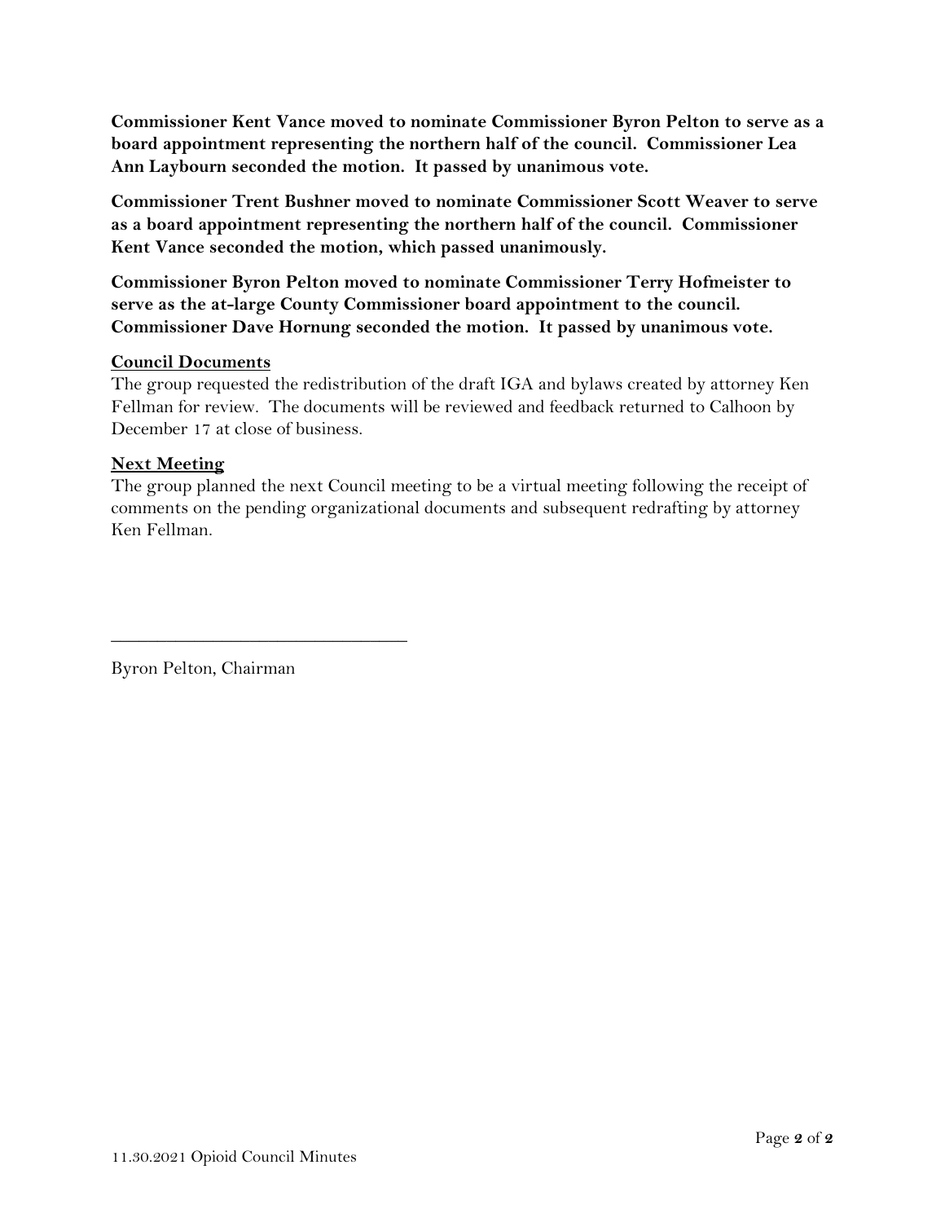**Commissioner Kent Vance moved to nominate Commissioner Byron Pelton to serve as a board appointment representing the northern half of the council. Commissioner Lea Ann Laybourn seconded the motion. It passed by unanimous vote.**

**Commissioner Trent Bushner moved to nominate Commissioner Scott Weaver to serve as a board appointment representing the northern half of the council. Commissioner Kent Vance seconded the motion, which passed unanimously.**

**Commissioner Byron Pelton moved to nominate Commissioner Terry Hofmeister to serve as the at-large County Commissioner board appointment to the council. Commissioner Dave Hornung seconded the motion. It passed by unanimous vote.**

**Council Documents**

The group requested the redistribution of the draft IGA and bylaws created by attorney Ken Fellman for review. The documents will be reviewed and feedback returned to Calhoon by December 17 at close of business.

**Next Meeting**

The group planned the next Council meeting to be a virtual meeting following the receipt of comments on the pending organizational documents and subsequent redrafting by attorney Ken Fellman.

_______________________________

Byron Pelton, Chairman